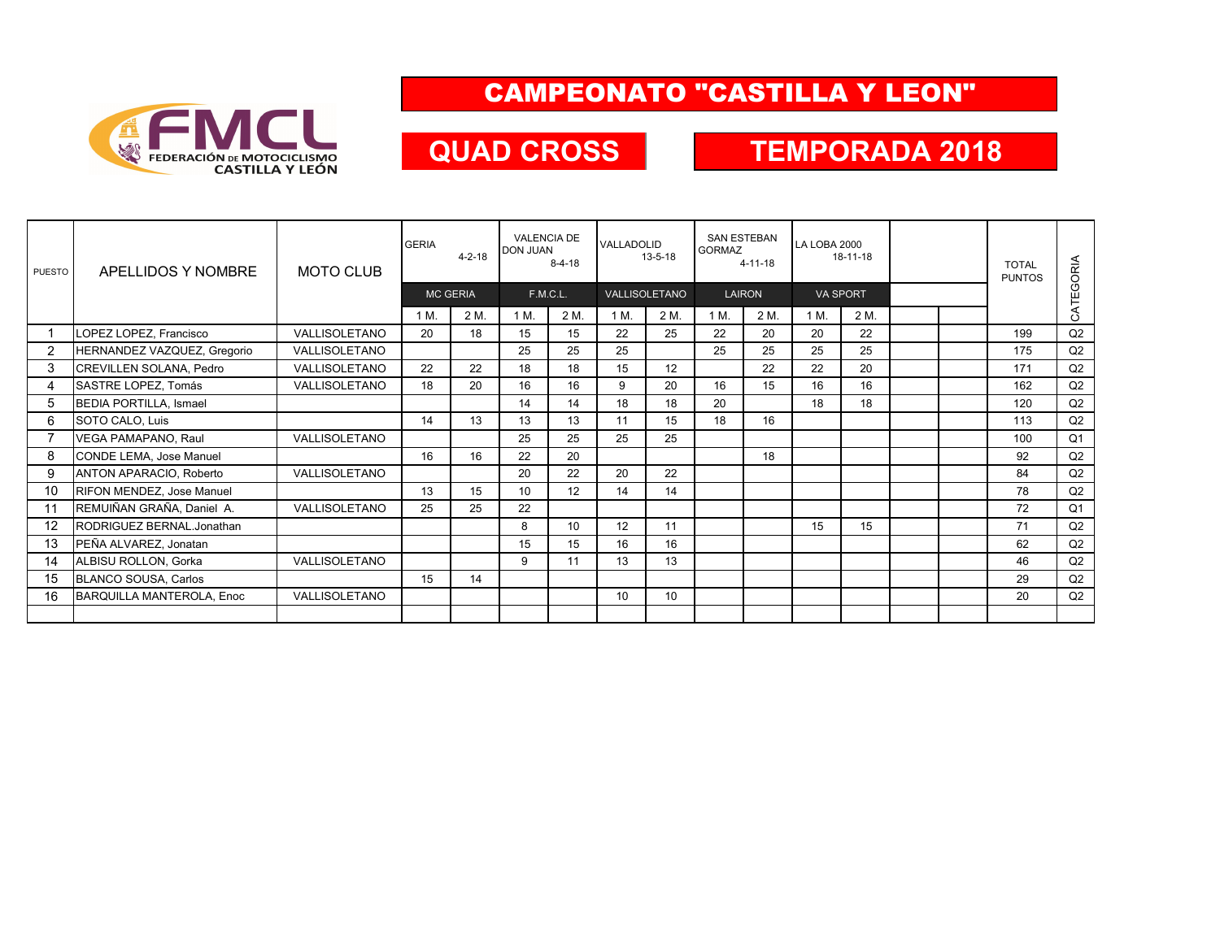FEDERACIÓN DE MOTOCICLISMO CASTILLA Y LEÓN

# CAMPEONATO "CASTILLA Y LEON"

## QUAD CROSS

## TEMPORADA 2018

| PUESTO | APELLIDOS Y NOMBRE | MOTO CLUB | GERIA 4-2-18 | | VALENCIA DE DON JUAN 8-4-18 | | VALLADOLID 13-5-18 | | SAN ESTEBAN GORMAZ 4-11-18 | | LA LOBA 2000 18-11-18 | | | | TOTAL PUNTOS | CATEGORIA |
|---|---|---|---|---|---|---|---|---|---|---|---|---|---|---|---|---|
| | | | MC GERIA | | F.M.C.L. | | VALLISOLETANO | | LAIRON | | VA SPORT | | | | | |
| | | | 1 M. | 2 M. | 1 M. | 2 M. | 1 M. | 2 M. | 1 M. | 2 M. | 1 M. | 2 M. | | | | |
| 1 | LOPEZ LOPEZ, Francisco | VALLISOLETANO | 20 | 18 | 15 | 15 | 22 | 25 | 22 | 20 | 20 | 22 | | | 199 | Q2 |
| 2 | HERNANDEZ VAZQUEZ, Gregorio | VALLISOLETANO | | | 25 | 25 | 25 | | 25 | 25 | 25 | 25 | | | 175 | Q2 |
| 3 | CREVILLEN SOLANA, Pedro | VALLISOLETANO | 22 | 22 | 18 | 18 | 15 | 12 | | 22 | 22 | 20 | | | 171 | Q2 |
| 4 | SASTRE LOPEZ, Tomás | VALLISOLETANO | 18 | 20 | 16 | 16 | 9 | 20 | 16 | 15 | 16 | 16 | | | 162 | Q2 |
| 5 | BEDIA PORTILLA, Ismael | | | | 14 | 14 | 18 | 18 | 20 | | 18 | 18 | | | 120 | Q2 |
| 6 | SOTO CALO, Luis | | 14 | 13 | 13 | 13 | 11 | 15 | 18 | 16 | | | | | 113 | Q2 |
| 7 | VEGA PAMAPANO, Raul | VALLISOLETANO | | | 25 | 25 | 25 | 25 | | | | | | | 100 | Q1 |
| 8 | CONDE LEMA, Jose Manuel | | 16 | 16 | 22 | 20 | | | | 18 | | | | | 92 | Q2 |
| 9 | ANTON APARACIO, Roberto | VALLISOLETANO | | | 20 | 22 | 20 | 22 | | | | | | | 84 | Q2 |
| 10 | RIFON MENDEZ, Jose Manuel | | 13 | 15 | 10 | 12 | 14 | 14 | | | | | | | 78 | Q2 |
| 11 | REMUIÑAN GRAÑA, Daniel A. | VALLISOLETANO | 25 | 25 | 22 | | | | | | | | | | 72 | Q1 |
| 12 | RODRIGUEZ BERNAL.Jonathan | | | | 8 | 10 | 12 | 11 | | | 15 | 15 | | | 71 | Q2 |
| 13 | PEÑA ALVAREZ, Jonatan | | | | 15 | 15 | 16 | 16 | | | | | | | 62 | Q2 |
| 14 | ALBISU ROLLON, Gorka | VALLISOLETANO | | | 9 | 11 | 13 | 13 | | | | | | | 46 | Q2 |
| 15 | BLANCO SOUSA, Carlos | | 15 | 14 | | | | | | | | | | | 29 | Q2 |
| 16 | BARQUILLA MANTEROLA, Enoc | VALLISOLETANO | | | | | 10 | 10 | | | | | | | 20 | Q2 |
| | | | | | | | | | | | | | | | | |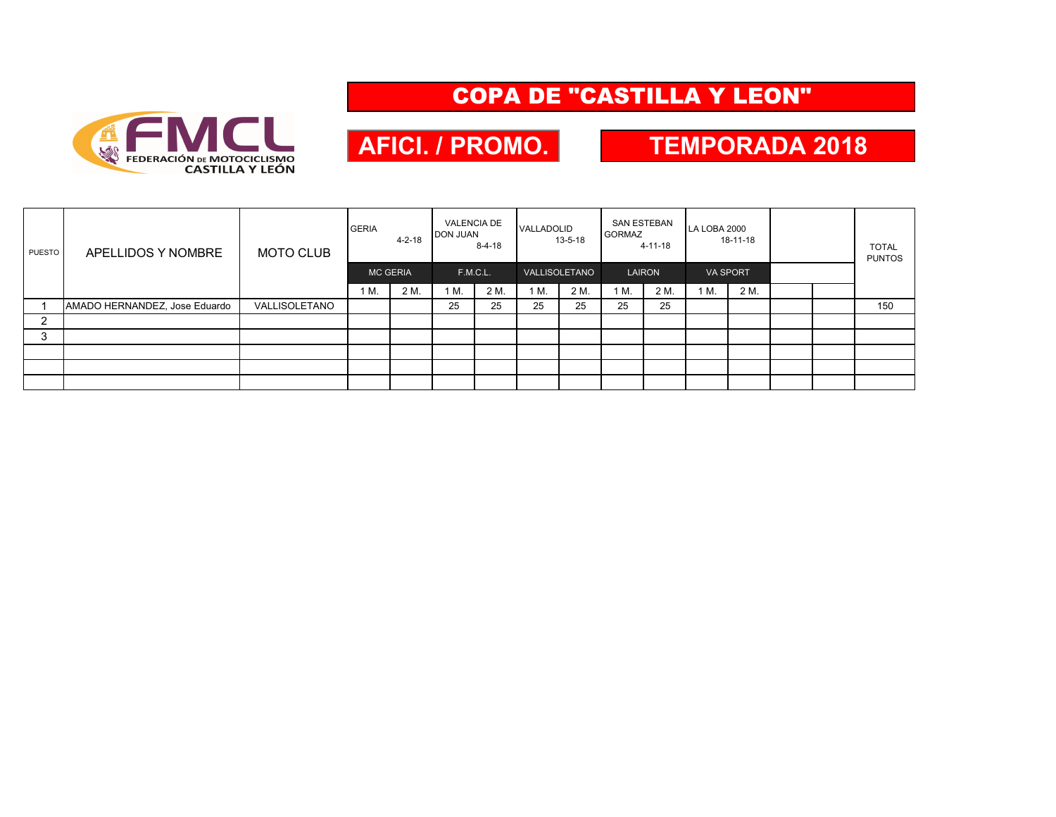# COPA DE "CASTILLA Y LEON"

FMCL FEDERACIÓN DE MOTOCICLISMO CASTILLA Y LEÓN

## AFICI. / PROMO.

## TEMPORADA 2018

| PUESTO | APELLIDOS Y NOMBRE | MOTO CLUB | GERIA 4-2-18 | | VALENCIA DE DON JUAN 8-4-18 | | VALLADOLID 13-5-18 | | SAN ESTEBAN GORMAZ 4-11-18 | | LA LOBA 2000 18-11-18 | | | | TOTAL PUNTOS |
|---|---|---|---|---|---|---|---|---|---|---|---|---|---|---|---|
| | | | MC GERIA | | F.M.C.L. | | VALLISOLETANO | | LAIRON | | VA SPORT | | | | |
| | | | 1 M. | 2 M. | 1 M. | 2 M. | 1 M. | 2 M. | 1 M. | 2 M. | 1 M. | 2 M. | | | |
| 1 | AMADO HERNANDEZ, Jose Eduardo | VALLISOLETANO | | | 25 | 25 | 25 | 25 | 25 | 25 | | | | | 150 |
| 2 | | | | | | | | | | | | | | | |
| 3 | | | | | | | | | | | | | | | |
| | | | | | | | | | | | | | | | |
| | | | | | | | | | | | | | | | |
| | | | | | | | | | | | | | | | |